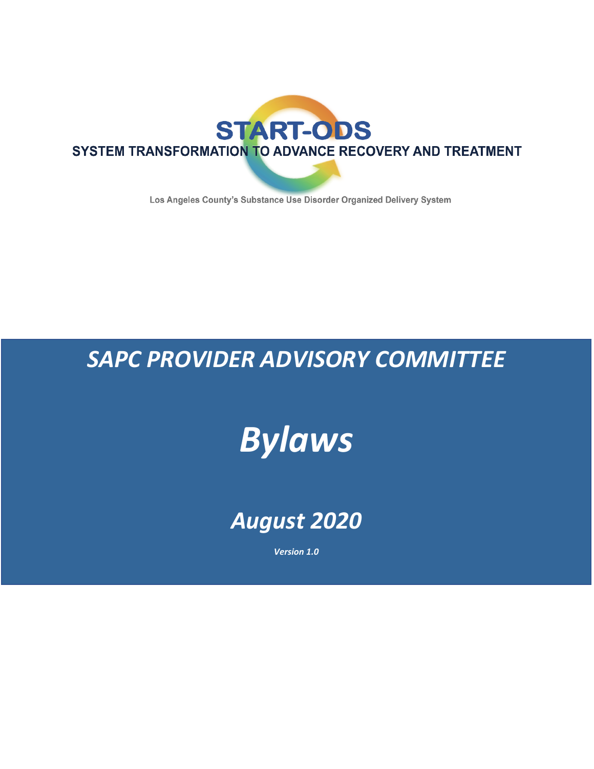# START-ODS

**SYSTEM TRANSFORMATION TO ADVANCE RECOVERY AND TREATMENT**

Los Angeles County's Substance Use Disorder Organized Delivery System

## *SAPC PROVIDER ADVISORY COMMITTEE*

# *Bylaws*

## *August 2020*

***Version 1.0***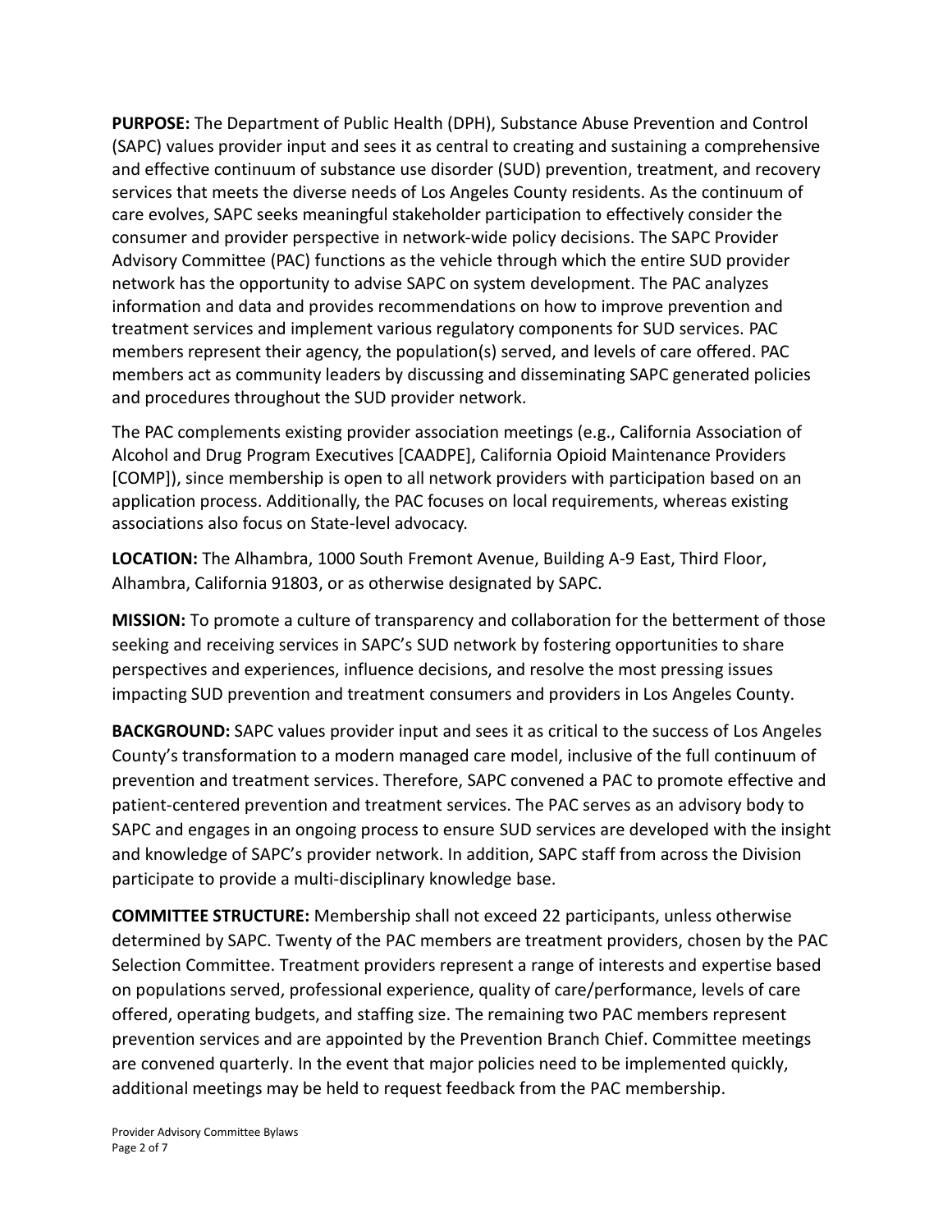**PURPOSE:** The Department of Public Health (DPH), Substance Abuse Prevention and Control (SAPC) values provider input and sees it as central to creating and sustaining a comprehensive and effective continuum of substance use disorder (SUD) prevention, treatment, and recovery services that meets the diverse needs of Los Angeles County residents. As the continuum of care evolves, SAPC seeks meaningful stakeholder participation to effectively consider the consumer and provider perspective in network-wide policy decisions. The SAPC Provider Advisory Committee (PAC) functions as the vehicle through which the entire SUD provider network has the opportunity to advise SAPC on system development. The PAC analyzes information and data and provides recommendations on how to improve prevention and treatment services and implement various regulatory components for SUD services. PAC members represent their agency, the population(s) served, and levels of care offered. PAC members act as community leaders by discussing and disseminating SAPC generated policies and procedures throughout the SUD provider network.

The PAC complements existing provider association meetings (e.g., California Association of Alcohol and Drug Program Executives [CAADPE], California Opioid Maintenance Providers [COMP]), since membership is open to all network providers with participation based on an application process. Additionally, the PAC focuses on local requirements, whereas existing associations also focus on State-level advocacy.

**LOCATION:** The Alhambra, 1000 South Fremont Avenue, Building A-9 East, Third Floor, Alhambra, California 91803, or as otherwise designated by SAPC.

**MISSION:** To promote a culture of transparency and collaboration for the betterment of those seeking and receiving services in SAPC's SUD network by fostering opportunities to share perspectives and experiences, influence decisions, and resolve the most pressing issues impacting SUD prevention and treatment consumers and providers in Los Angeles County.

**BACKGROUND:** SAPC values provider input and sees it as critical to the success of Los Angeles County's transformation to a modern managed care model, inclusive of the full continuum of prevention and treatment services. Therefore, SAPC convened a PAC to promote effective and patient-centered prevention and treatment services. The PAC serves as an advisory body to SAPC and engages in an ongoing process to ensure SUD services are developed with the insight and knowledge of SAPC's provider network. In addition, SAPC staff from across the Division participate to provide a multi-disciplinary knowledge base.

**COMMITTEE STRUCTURE:** Membership shall not exceed 22 participants, unless otherwise determined by SAPC. Twenty of the PAC members are treatment providers, chosen by the PAC Selection Committee. Treatment providers represent a range of interests and expertise based on populations served, professional experience, quality of care/performance, levels of care offered, operating budgets, and staffing size. The remaining two PAC members represent prevention services and are appointed by the Prevention Branch Chief. Committee meetings are convened quarterly. In the event that major policies need to be implemented quickly, additional meetings may be held to request feedback from the PAC membership.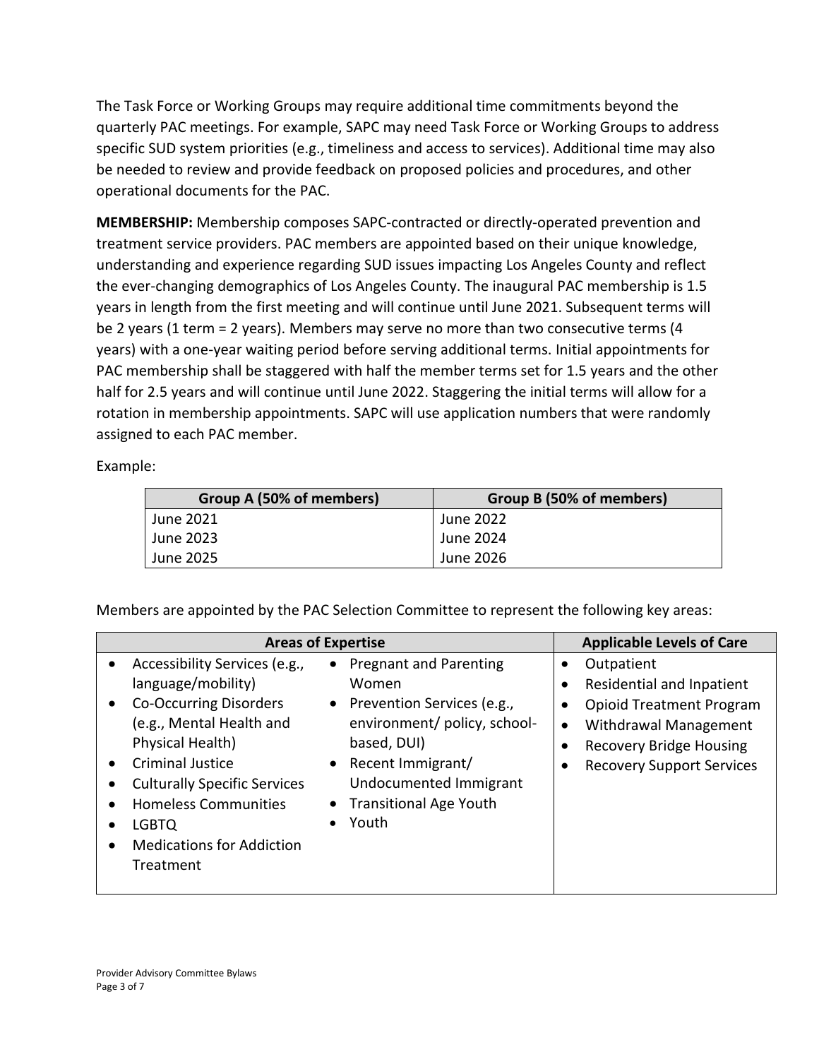The Task Force or Working Groups may require additional time commitments beyond the quarterly PAC meetings. For example, SAPC may need Task Force or Working Groups to address specific SUD system priorities (e.g., timeliness and access to services). Additional time may also be needed to review and provide feedback on proposed policies and procedures, and other operational documents for the PAC.

**MEMBERSHIP:** Membership composes SAPC-contracted or directly-operated prevention and treatment service providers. PAC members are appointed based on their unique knowledge, understanding and experience regarding SUD issues impacting Los Angeles County and reflect the ever-changing demographics of Los Angeles County. The inaugural PAC membership is 1.5 years in length from the first meeting and will continue until June 2021. Subsequent terms will be 2 years (1 term = 2 years). Members may serve no more than two consecutive terms (4 years) with a one-year waiting period before serving additional terms. Initial appointments for PAC membership shall be staggered with half the member terms set for 1.5 years and the other half for 2.5 years and will continue until June 2022. Staggering the initial terms will allow for a rotation in membership appointments. SAPC will use application numbers that were randomly assigned to each PAC member.

Example:

| Group A (50% of members) | Group B (50% of members) |
|---|---|
| June 2021 | June 2022 |
| June 2023 | June 2024 |
| June 2025 | June 2026 |

Members are appointed by the PAC Selection Committee to represent the following key areas:

| Areas of Expertise | | Applicable Levels of Care |
|---|---|---|
| • Accessibility Services (e.g., language/mobility)<br>• Co-Occurring Disorders (e.g., Mental Health and Physical Health)<br>• Criminal Justice<br>• Culturally Specific Services<br>• Homeless Communities<br>• LGBTQ<br>• Medications for Addiction Treatment | • Pregnant and Parenting Women<br>• Prevention Services (e.g., environment/ policy, school-based, DUI)<br>• Recent Immigrant/ Undocumented Immigrant<br>• Transitional Age Youth<br>• Youth | • Outpatient<br>• Residential and Inpatient<br>• Opioid Treatment Program<br>• Withdrawal Management<br>• Recovery Bridge Housing<br>• Recovery Support Services |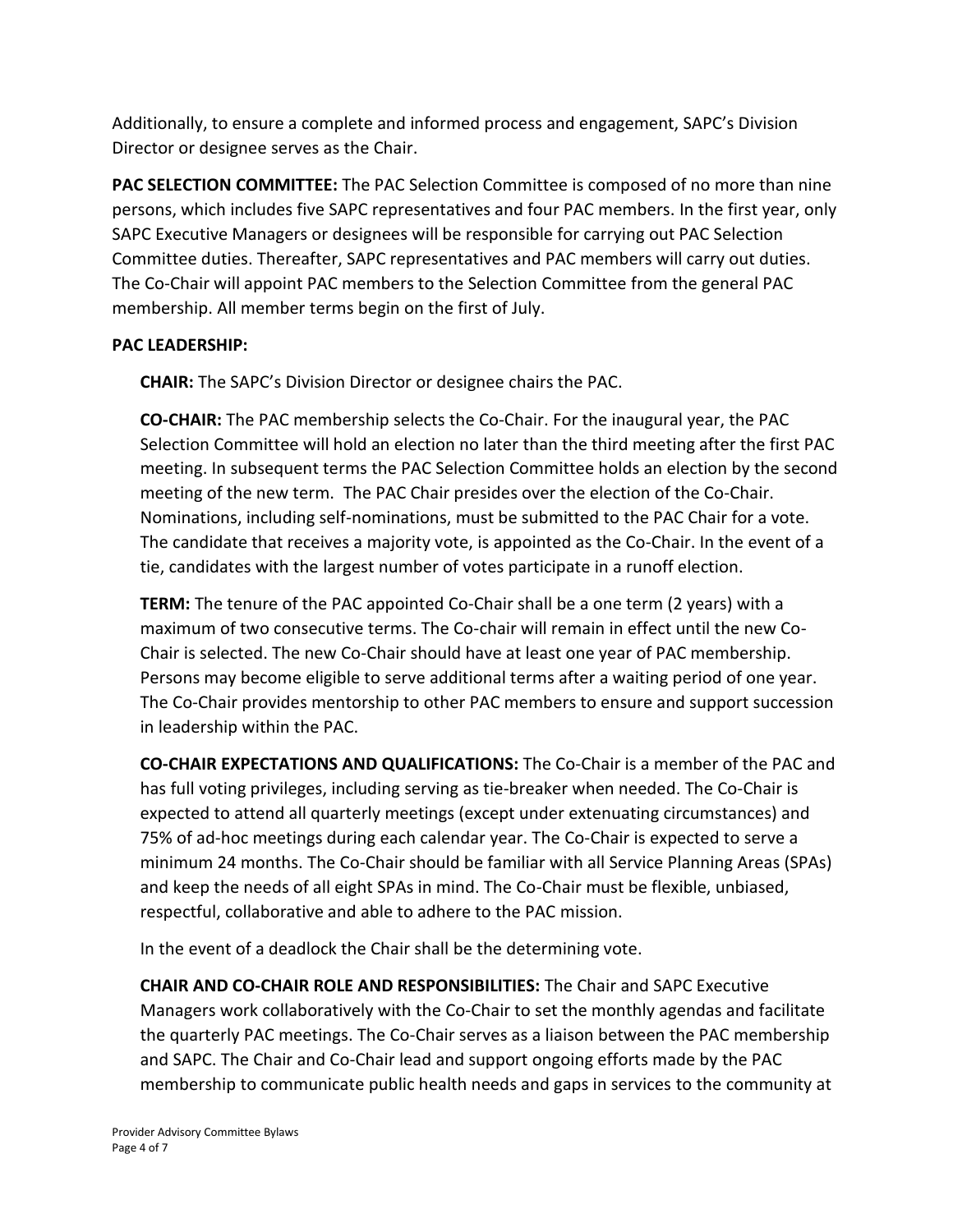Additionally, to ensure a complete and informed process and engagement, SAPC's Division Director or designee serves as the Chair.

**PAC SELECTION COMMITTEE:** The PAC Selection Committee is composed of no more than nine persons, which includes five SAPC representatives and four PAC members. In the first year, only SAPC Executive Managers or designees will be responsible for carrying out PAC Selection Committee duties. Thereafter, SAPC representatives and PAC members will carry out duties. The Co-Chair will appoint PAC members to the Selection Committee from the general PAC membership. All member terms begin on the first of July.

**PAC LEADERSHIP:**

**CHAIR:** The SAPC's Division Director or designee chairs the PAC.

**CO-CHAIR:** The PAC membership selects the Co-Chair. For the inaugural year, the PAC Selection Committee will hold an election no later than the third meeting after the first PAC meeting. In subsequent terms the PAC Selection Committee holds an election by the second meeting of the new term. The PAC Chair presides over the election of the Co-Chair. Nominations, including self-nominations, must be submitted to the PAC Chair for a vote. The candidate that receives a majority vote, is appointed as the Co-Chair. In the event of a tie, candidates with the largest number of votes participate in a runoff election.

**TERM:** The tenure of the PAC appointed Co-Chair shall be a one term (2 years) with a maximum of two consecutive terms. The Co-chair will remain in effect until the new Co-Chair is selected. The new Co-Chair should have at least one year of PAC membership. Persons may become eligible to serve additional terms after a waiting period of one year. The Co-Chair provides mentorship to other PAC members to ensure and support succession in leadership within the PAC.

**CO-CHAIR EXPECTATIONS AND QUALIFICATIONS:** The Co-Chair is a member of the PAC and has full voting privileges, including serving as tie-breaker when needed. The Co-Chair is expected to attend all quarterly meetings (except under extenuating circumstances) and 75% of ad-hoc meetings during each calendar year. The Co-Chair is expected to serve a minimum 24 months. The Co-Chair should be familiar with all Service Planning Areas (SPAs) and keep the needs of all eight SPAs in mind. The Co-Chair must be flexible, unbiased, respectful, collaborative and able to adhere to the PAC mission.

In the event of a deadlock the Chair shall be the determining vote.

**CHAIR AND CO-CHAIR ROLE AND RESPONSIBILITIES:** The Chair and SAPC Executive Managers work collaboratively with the Co-Chair to set the monthly agendas and facilitate the quarterly PAC meetings. The Co-Chair serves as a liaison between the PAC membership and SAPC. The Chair and Co-Chair lead and support ongoing efforts made by the PAC membership to communicate public health needs and gaps in services to the community at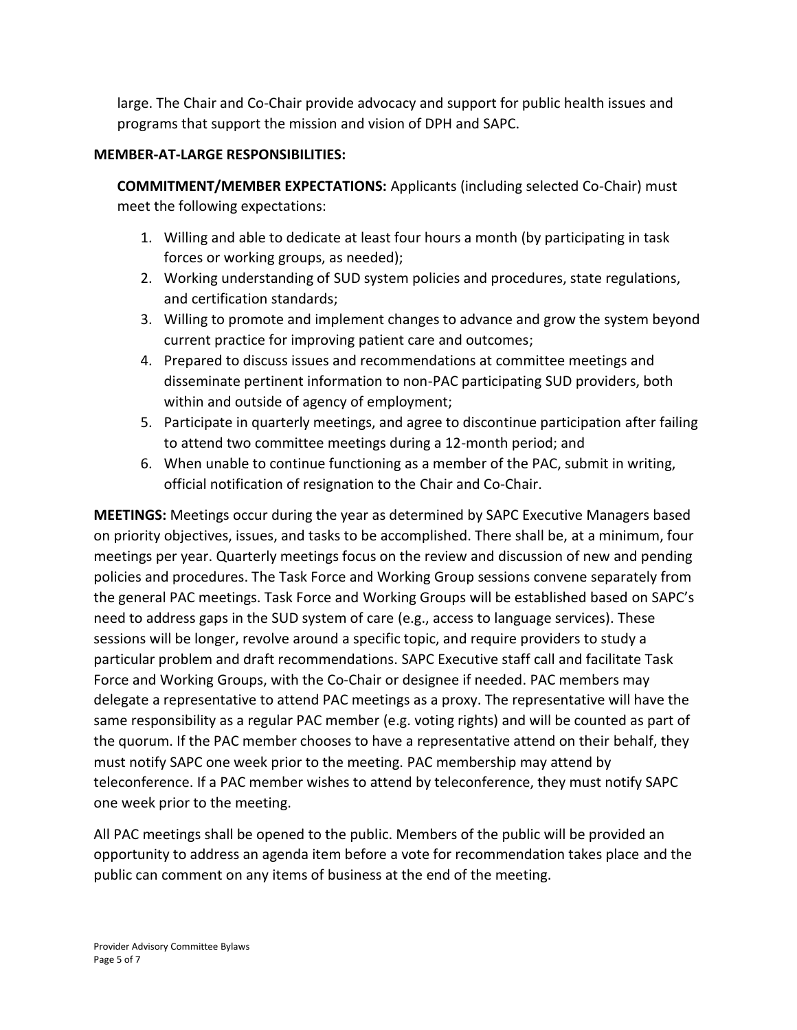large. The Chair and Co-Chair provide advocacy and support for public health issues and programs that support the mission and vision of DPH and SAPC.

**MEMBER-AT-LARGE RESPONSIBILITIES:**

**COMMITMENT/MEMBER EXPECTATIONS:** Applicants (including selected Co-Chair) must meet the following expectations:

1. Willing and able to dedicate at least four hours a month (by participating in task forces or working groups, as needed);
2. Working understanding of SUD system policies and procedures, state regulations, and certification standards;
3. Willing to promote and implement changes to advance and grow the system beyond current practice for improving patient care and outcomes;
4. Prepared to discuss issues and recommendations at committee meetings and disseminate pertinent information to non-PAC participating SUD providers, both within and outside of agency of employment;
5. Participate in quarterly meetings, and agree to discontinue participation after failing to attend two committee meetings during a 12-month period; and
6. When unable to continue functioning as a member of the PAC, submit in writing, official notification of resignation to the Chair and Co-Chair.

**MEETINGS:** Meetings occur during the year as determined by SAPC Executive Managers based on priority objectives, issues, and tasks to be accomplished. There shall be, at a minimum, four meetings per year. Quarterly meetings focus on the review and discussion of new and pending policies and procedures. The Task Force and Working Group sessions convene separately from the general PAC meetings. Task Force and Working Groups will be established based on SAPC's need to address gaps in the SUD system of care (e.g., access to language services). These sessions will be longer, revolve around a specific topic, and require providers to study a particular problem and draft recommendations. SAPC Executive staff call and facilitate Task Force and Working Groups, with the Co-Chair or designee if needed. PAC members may delegate a representative to attend PAC meetings as a proxy. The representative will have the same responsibility as a regular PAC member (e.g. voting rights) and will be counted as part of the quorum. If the PAC member chooses to have a representative attend on their behalf, they must notify SAPC one week prior to the meeting. PAC membership may attend by teleconference. If a PAC member wishes to attend by teleconference, they must notify SAPC one week prior to the meeting.

All PAC meetings shall be opened to the public. Members of the public will be provided an opportunity to address an agenda item before a vote for recommendation takes place and the public can comment on any items of business at the end of the meeting.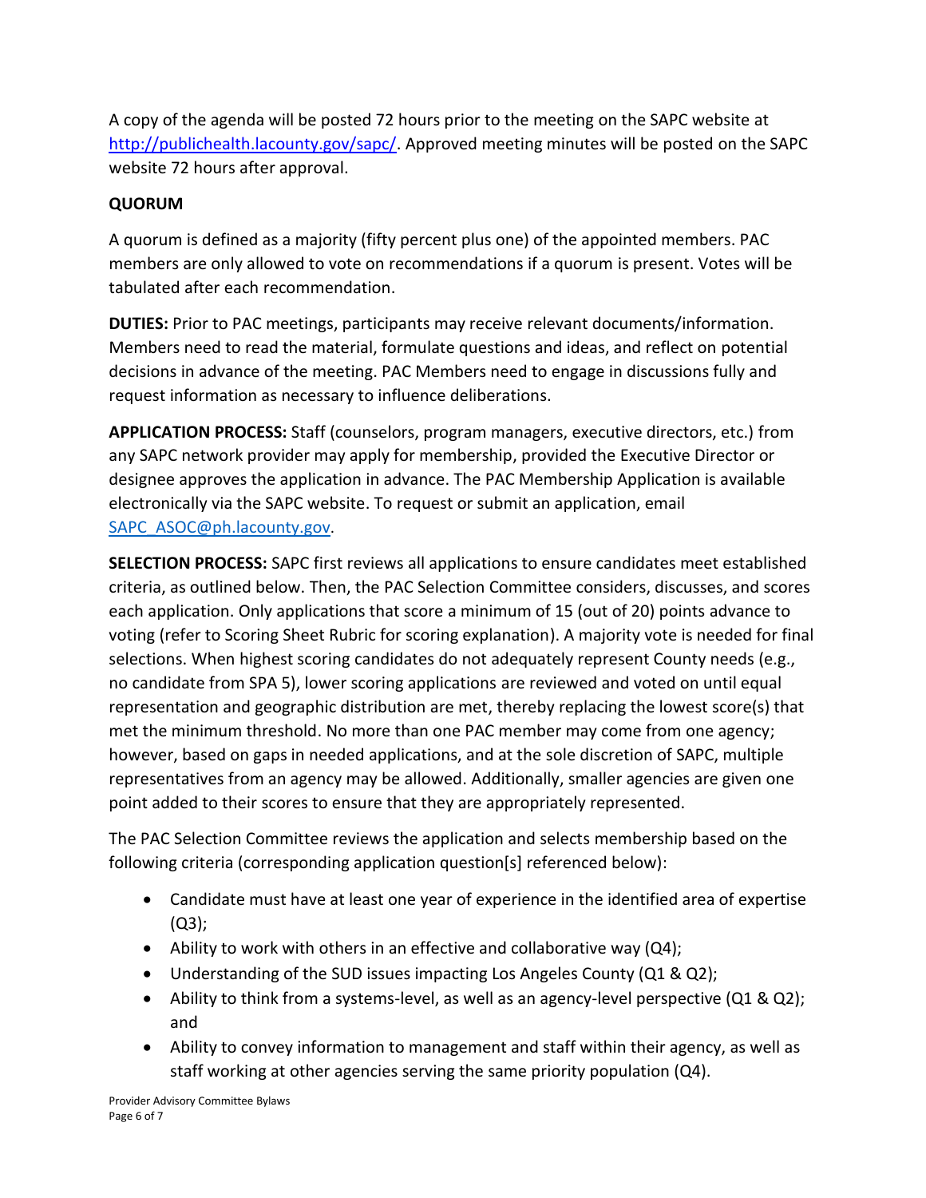A copy of the agenda will be posted 72 hours prior to the meeting on the SAPC website at [http://publichealth.lacounty.gov/sapc/](http://publichealth.lacounty.gov/sapc/). Approved meeting minutes will be posted on the SAPC website 72 hours after approval.

**QUORUM**

A quorum is defined as a majority (fifty percent plus one) of the appointed members. PAC members are only allowed to vote on recommendations if a quorum is present. Votes will be tabulated after each recommendation.

**DUTIES:** Prior to PAC meetings, participants may receive relevant documents/information. Members need to read the material, formulate questions and ideas, and reflect on potential decisions in advance of the meeting. PAC Members need to engage in discussions fully and request information as necessary to influence deliberations.

**APPLICATION PROCESS:** Staff (counselors, program managers, executive directors, etc.) from any SAPC network provider may apply for membership, provided the Executive Director or designee approves the application in advance. The PAC Membership Application is available electronically via the SAPC website. To request or submit an application, email [SAPC_ASOC@ph.lacounty.gov](mailto:SAPC_ASOC@ph.lacounty.gov).

**SELECTION PROCESS:** SAPC first reviews all applications to ensure candidates meet established criteria, as outlined below. Then, the PAC Selection Committee considers, discusses, and scores each application. Only applications that score a minimum of 15 (out of 20) points advance to voting (refer to Scoring Sheet Rubric for scoring explanation). A majority vote is needed for final selections. When highest scoring candidates do not adequately represent County needs (e.g., no candidate from SPA 5), lower scoring applications are reviewed and voted on until equal representation and geographic distribution are met, thereby replacing the lowest score(s) that met the minimum threshold. No more than one PAC member may come from one agency; however, based on gaps in needed applications, and at the sole discretion of SAPC, multiple representatives from an agency may be allowed. Additionally, smaller agencies are given one point added to their scores to ensure that they are appropriately represented.

The PAC Selection Committee reviews the application and selects membership based on the following criteria (corresponding application question[s] referenced below):

- Candidate must have at least one year of experience in the identified area of expertise (Q3);
- Ability to work with others in an effective and collaborative way (Q4);
- Understanding of the SUD issues impacting Los Angeles County (Q1 & Q2);
- Ability to think from a systems-level, as well as an agency-level perspective (Q1 & Q2); and
- Ability to convey information to management and staff within their agency, as well as staff working at other agencies serving the same priority population (Q4).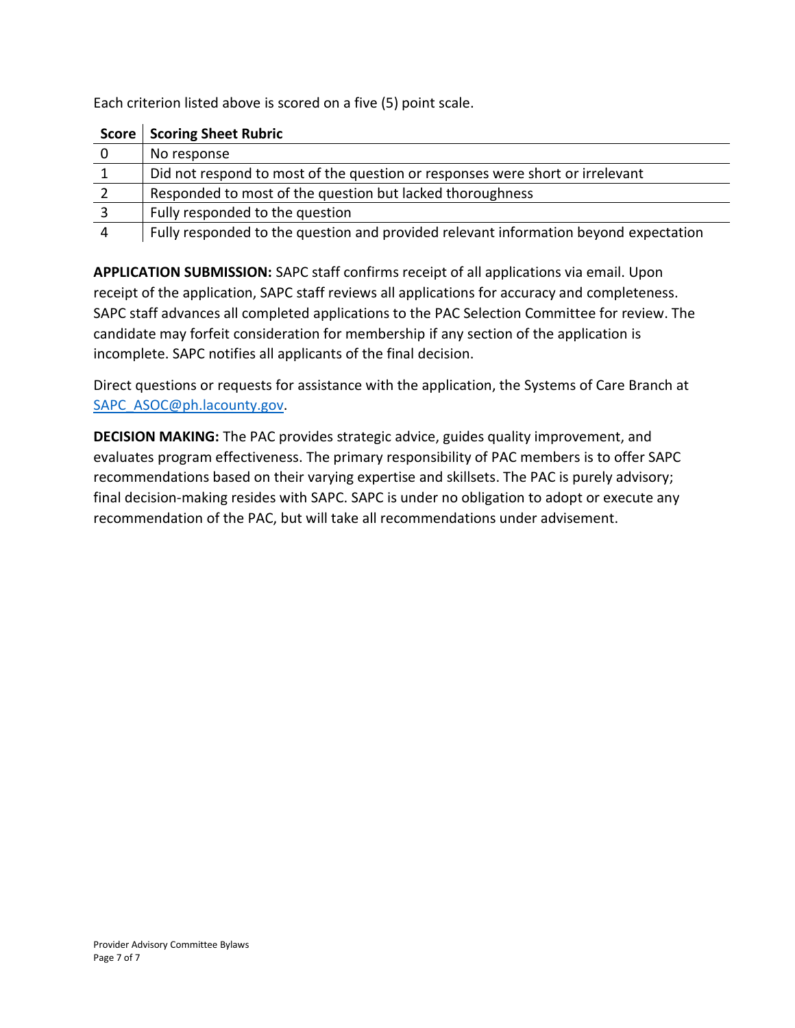Each criterion listed above is scored on a five (5) point scale.

| Score | Scoring Sheet Rubric |
|---|---|
| 0 | No response |
| 1 | Did not respond to most of the question or responses were short or irrelevant |
| 2 | Responded to most of the question but lacked thoroughness |
| 3 | Fully responded to the question |
| 4 | Fully responded to the question and provided relevant information beyond expectation |

**APPLICATION SUBMISSION:** SAPC staff confirms receipt of all applications via email. Upon receipt of the application, SAPC staff reviews all applications for accuracy and completeness. SAPC staff advances all completed applications to the PAC Selection Committee for review. The candidate may forfeit consideration for membership if any section of the application is incomplete. SAPC notifies all applicants of the final decision.

Direct questions or requests for assistance with the application, the Systems of Care Branch at [SAPC_ASOC@ph.lacounty.gov](mailto:SAPC_ASOC@ph.lacounty.gov).

**DECISION MAKING:** The PAC provides strategic advice, guides quality improvement, and evaluates program effectiveness. The primary responsibility of PAC members is to offer SAPC recommendations based on their varying expertise and skillsets. The PAC is purely advisory; final decision-making resides with SAPC. SAPC is under no obligation to adopt or execute any recommendation of the PAC, but will take all recommendations under advisement.